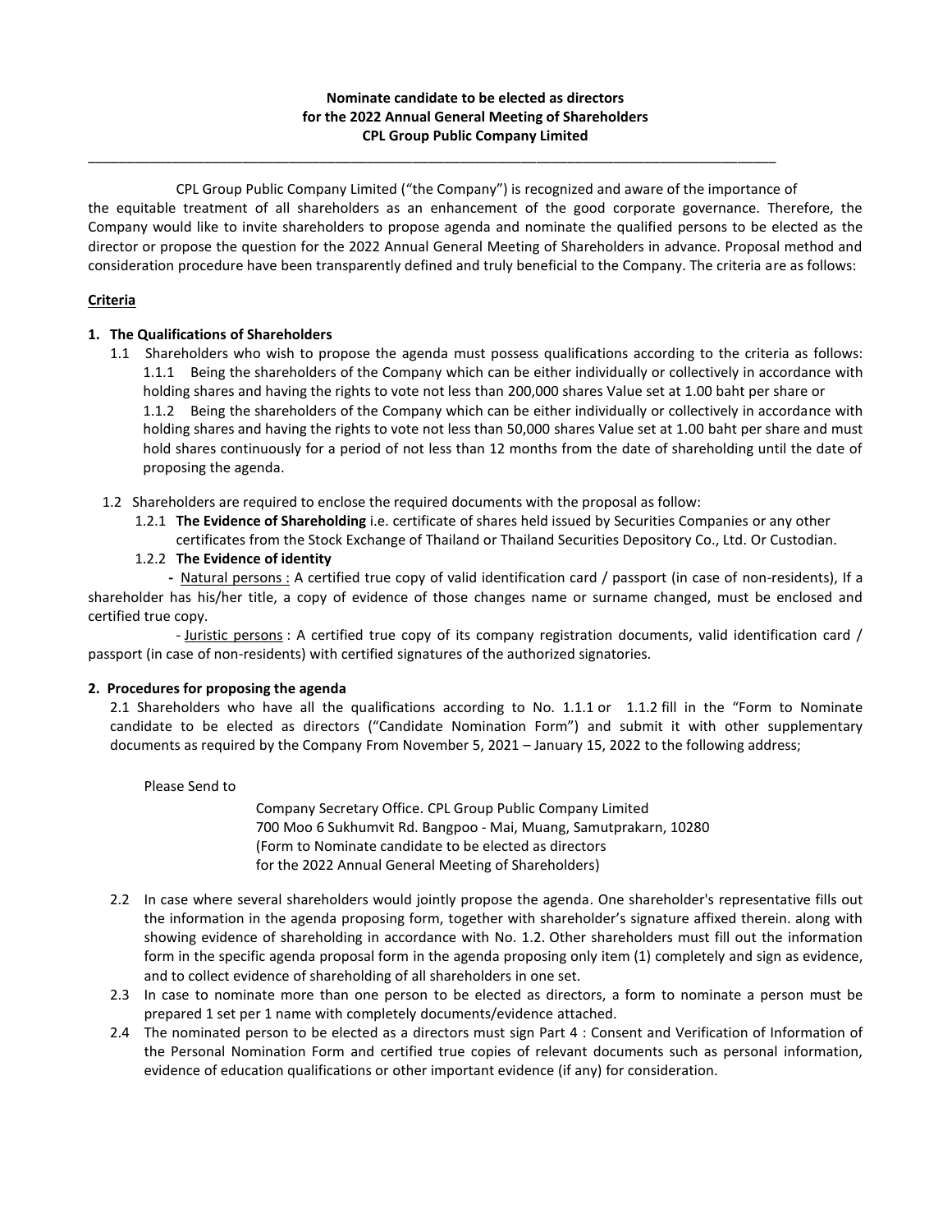**Nominate candidate to be elected as directors**
**for the 2022 Annual General Meeting of Shareholders**
**CPL Group Public Company Limited**

---

CPL Group Public Company Limited ("the Company") is recognized and aware of the importance of the equitable treatment of all shareholders as an enhancement of the good corporate governance. Therefore, the Company would like to invite shareholders to propose agenda and nominate the qualified persons to be elected as the director or propose the question for the 2022 Annual General Meeting of Shareholders in advance. Proposal method and consideration procedure have been transparently defined and truly beneficial to the Company. The criteria are as follows:

**Criteria**

**1. The Qualifications of Shareholders**

1.1 Shareholders who wish to propose the agenda must possess qualifications according to the criteria as follows:

1.1.1 Being the shareholders of the Company which can be either individually or collectively in accordance with holding shares and having the rights to vote not less than 200,000 shares Value set at 1.00 baht per share or

1.1.2 Being the shareholders of the Company which can be either individually or collectively in accordance with holding shares and having the rights to vote not less than 50,000 shares Value set at 1.00 baht per share and must hold shares continuously for a period of not less than 12 months from the date of shareholding until the date of proposing the agenda.

1.2 Shareholders are required to enclose the required documents with the proposal as follow:

1.2.1 **The Evidence of Shareholding** i.e. certificate of shares held issued by Securities Companies or any other certificates from the Stock Exchange of Thailand or Thailand Securities Depository Co., Ltd. Or Custodian.

1.2.2 **The Evidence of identity**

- Natural persons : A certified true copy of valid identification card / passport (in case of non-residents), If a shareholder has his/her title, a copy of evidence of those changes name or surname changed, must be enclosed and certified true copy.

- Juristic persons : A certified true copy of its company registration documents, valid identification card / passport (in case of non-residents) with certified signatures of the authorized signatories.

**2. Procedures for proposing the agenda**

2.1 Shareholders who have all the qualifications according to No. 1.1.1 or 1.1.2 fill in the "Form to Nominate candidate to be elected as directors ("Candidate Nomination Form") and submit it with other supplementary documents as required by the Company From November 5, 2021 – January 15, 2022 to the following address;

Please Send to

Company Secretary Office. CPL Group Public Company Limited
700 Moo 6 Sukhumvit Rd. Bangpoo - Mai, Muang, Samutprakarn, 10280
(Form to Nominate candidate to be elected as directors
for the 2022 Annual General Meeting of Shareholders)

2.2 In case where several shareholders would jointly propose the agenda. One shareholder's representative fills out the information in the agenda proposing form, together with shareholder's signature affixed therein. along with showing evidence of shareholding in accordance with No. 1.2. Other shareholders must fill out the information form in the specific agenda proposal form in the agenda proposing only item (1) completely and sign as evidence, and to collect evidence of shareholding of all shareholders in one set.

2.3 In case to nominate more than one person to be elected as directors, a form to nominate a person must be prepared 1 set per 1 name with completely documents/evidence attached.

2.4 The nominated person to be elected as a directors must sign Part 4 : Consent and Verification of Information of the Personal Nomination Form and certified true copies of relevant documents such as personal information, evidence of education qualifications or other important evidence (if any) for consideration.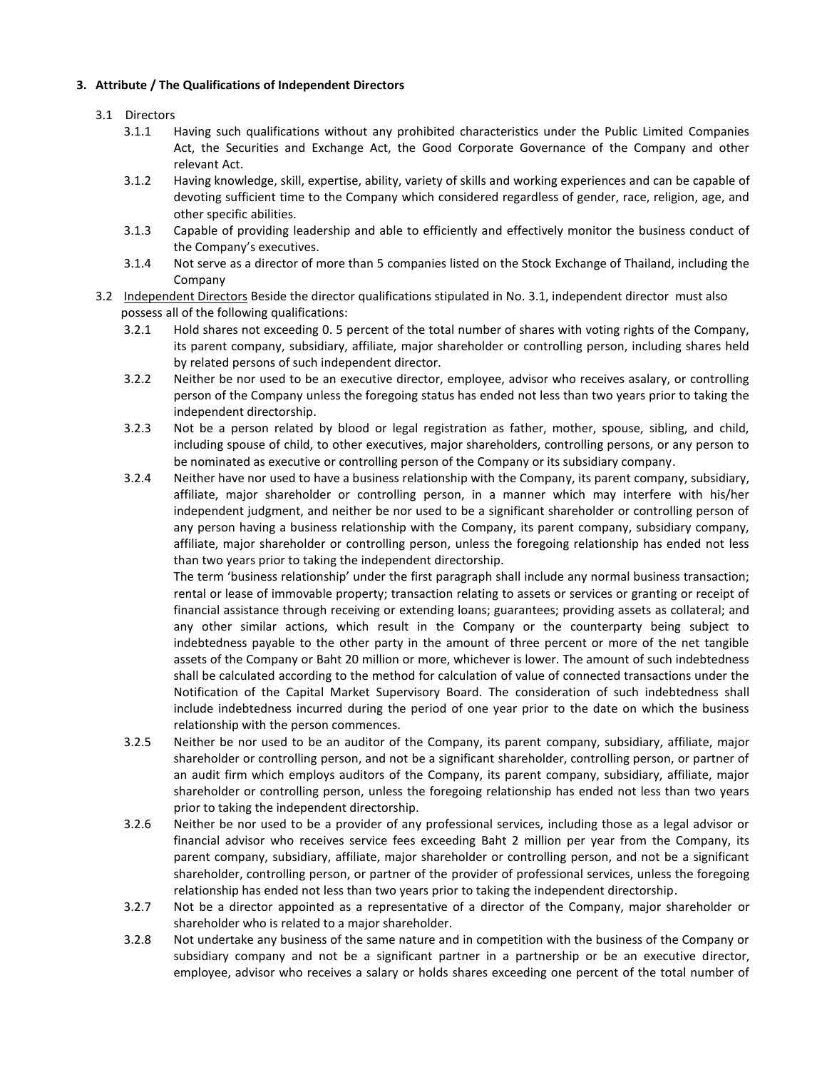**3. Attribute / The Qualifications of Independent Directors**

3.1 Directors

3.1.1 Having such qualifications without any prohibited characteristics under the Public Limited Companies Act, the Securities and Exchange Act, the Good Corporate Governance of the Company and other relevant Act.

3.1.2 Having knowledge, skill, expertise, ability, variety of skills and working experiences and can be capable of devoting sufficient time to the Company which considered regardless of gender, race, religion, age, and other specific abilities.

3.1.3 Capable of providing leadership and able to efficiently and effectively monitor the business conduct of the Company's executives.

3.1.4 Not serve as a director of more than 5 companies listed on the Stock Exchange of Thailand, including the Company

3.2 Independent Directors Beside the director qualifications stipulated in No. 3.1, independent director must also possess all of the following qualifications:

3.2.1 Hold shares not exceeding 0. 5 percent of the total number of shares with voting rights of the Company, its parent company, subsidiary, affiliate, major shareholder or controlling person, including shares held by related persons of such independent director.

3.2.2 Neither be nor used to be an executive director, employee, advisor who receives asalary, or controlling person of the Company unless the foregoing status has ended not less than two years prior to taking the independent directorship.

3.2.3 Not be a person related by blood or legal registration as father, mother, spouse, sibling, and child, including spouse of child, to other executives, major shareholders, controlling persons, or any person to be nominated as executive or controlling person of the Company or its subsidiary company.

3.2.4 Neither have nor used to have a business relationship with the Company, its parent company, subsidiary, affiliate, major shareholder or controlling person, in a manner which may interfere with his/her independent judgment, and neither be nor used to be a significant shareholder or controlling person of any person having a business relationship with the Company, its parent company, subsidiary company, affiliate, major shareholder or controlling person, unless the foregoing relationship has ended not less than two years prior to taking the independent directorship.

The term 'business relationship' under the first paragraph shall include any normal business transaction; rental or lease of immovable property; transaction relating to assets or services or granting or receipt of financial assistance through receiving or extending loans; guarantees; providing assets as collateral; and any other similar actions, which result in the Company or the counterparty being subject to indebtedness payable to the other party in the amount of three percent or more of the net tangible assets of the Company or Baht 20 million or more, whichever is lower. The amount of such indebtedness shall be calculated according to the method for calculation of value of connected transactions under the Notification of the Capital Market Supervisory Board. The consideration of such indebtedness shall include indebtedness incurred during the period of one year prior to the date on which the business relationship with the person commences.

3.2.5 Neither be nor used to be an auditor of the Company, its parent company, subsidiary, affiliate, major shareholder or controlling person, and not be a significant shareholder, controlling person, or partner of an audit firm which employs auditors of the Company, its parent company, subsidiary, affiliate, major shareholder or controlling person, unless the foregoing relationship has ended not less than two years prior to taking the independent directorship.

3.2.6 Neither be nor used to be a provider of any professional services, including those as a legal advisor or financial advisor who receives service fees exceeding Baht 2 million per year from the Company, its parent company, subsidiary, affiliate, major shareholder or controlling person, and not be a significant shareholder, controlling person, or partner of the provider of professional services, unless the foregoing relationship has ended not less than two years prior to taking the independent directorship.

3.2.7 Not be a director appointed as a representative of a director of the Company, major shareholder or shareholder who is related to a major shareholder.

3.2.8 Not undertake any business of the same nature and in competition with the business of the Company or subsidiary company and not be a significant partner in a partnership or be an executive director, employee, advisor who receives a salary or holds shares exceeding one percent of the total number of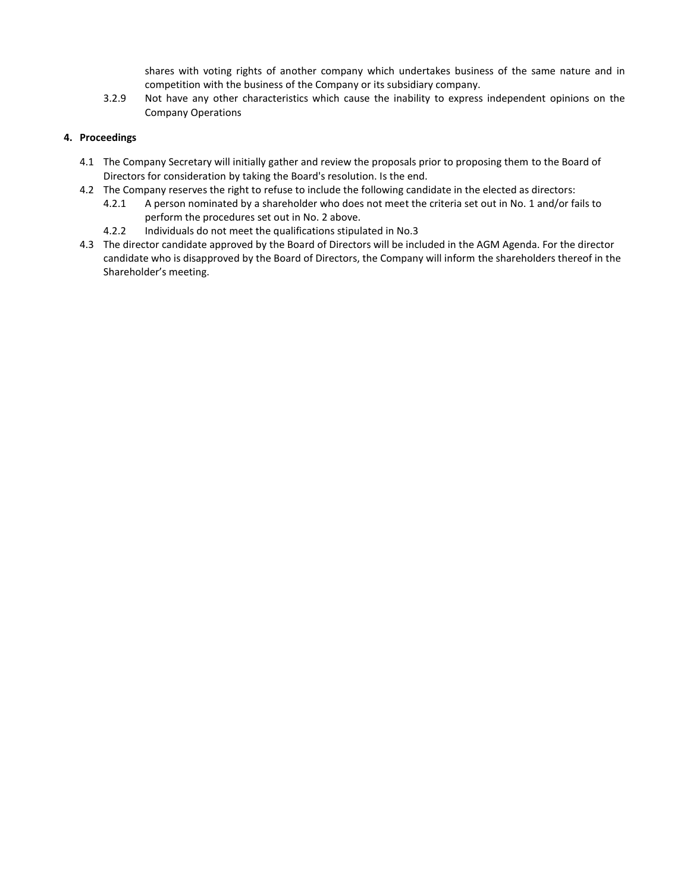shares with voting rights of another company which undertakes business of the same nature and in competition with the business of the Company or its subsidiary company.

3.2.9 Not have any other characteristics which cause the inability to express independent opinions on the Company Operations

**4. Proceedings**

4.1 The Company Secretary will initially gather and review the proposals prior to proposing them to the Board of Directors for consideration by taking the Board's resolution. Is the end.

4.2 The Company reserves the right to refuse to include the following candidate in the elected as directors:

4.2.1 A person nominated by a shareholder who does not meet the criteria set out in No. 1 and/or fails to perform the procedures set out in No. 2 above.

4.2.2 Individuals do not meet the qualifications stipulated in No.3

4.3 The director candidate approved by the Board of Directors will be included in the AGM Agenda. For the director candidate who is disapproved by the Board of Directors, the Company will inform the shareholders thereof in the Shareholder's meeting.